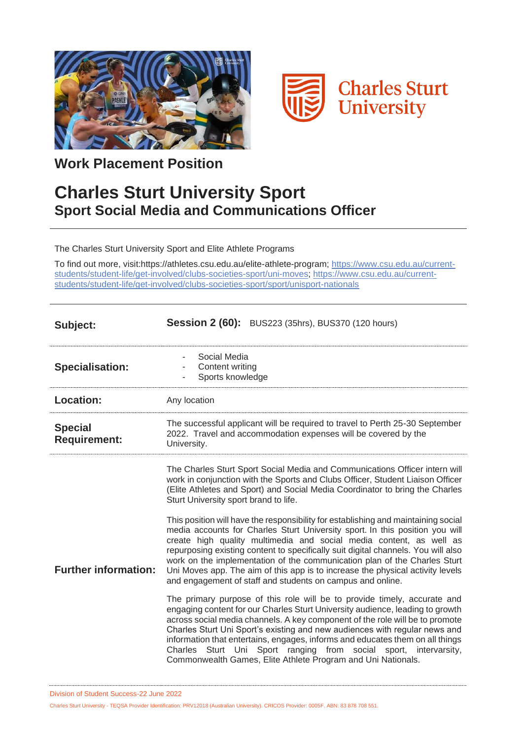**Work Placement Position**

# Charles Sturt University Sport

## Sport Social Media and Communications Officer

The Charles Sturt University Sport and Elite Athlete Programs

To find out more, visit:https://athletes.csu.edu.au/elite-athlete-program; https://www.csu.edu.au/current-students/student-life/get-involved/clubs-societies-sport/uni-moves; https://www.csu.edu.au/current-students/student-life/get-involved/clubs-societies-sport/sport/unisport-nationals

| | |
|---|---|
| **Subject:** | **Session 2 (60):** BUS223 (35hrs), BUS370 (120 hours) |
| **Specialisation:** | - Social Media<br>- Content writing<br>- Sports knowledge |
| **Location:** | Any location |
| **Special Requirement:** | The successful applicant will be required to travel to Perth 25-30 September 2022. Travel and accommodation expenses will be covered by the University. |
| **Further information:** | The Charles Sturt Sport Social Media and Communications Officer intern will work in conjunction with the Sports and Clubs Officer, Student Liaison Officer (Elite Athletes and Sport) and Social Media Coordinator to bring the Charles Sturt University sport brand to life.<br><br>This position will have the responsibility for establishing and maintaining social media accounts for Charles Sturt University sport. In this position you will create high quality multimedia and social media content, as well as repurposing existing content to specifically suit digital channels. You will also work on the implementation of the communication plan of the Charles Sturt Uni Moves app. The aim of this app is to increase the physical activity levels and engagement of staff and students on campus and online.<br><br>The primary purpose of this role will be to provide timely, accurate and engaging content for our Charles Sturt University audience, leading to growth across social media channels. A key component of the role will be to promote Charles Sturt Uni Sport's existing and new audiences with regular news and information that entertains, engages, informs and educates them on all things Charles Sturt Uni Sport ranging from social sport, intervarsity, Commonwealth Games, Elite Athlete Program and Uni Nationals. |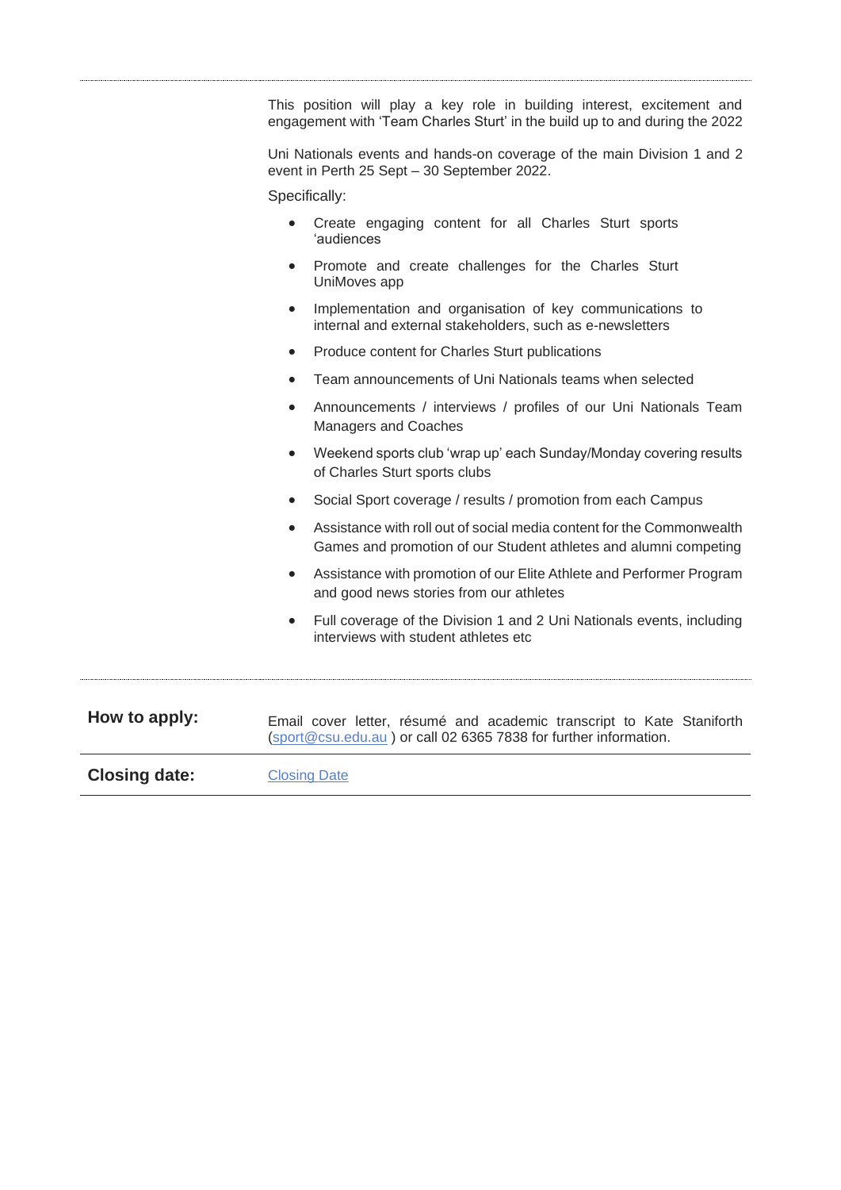This position will play a key role in building interest, excitement and engagement with 'Team Charles Sturt' in the build up to and during the 2022

Uni Nationals events and hands-on coverage of the main Division 1 and 2 event in Perth 25 Sept – 30 September 2022.

Specifically:

- Create engaging content for all Charles Sturt sports 'audiences
- Promote and create challenges for the Charles Sturt UniMoves app
- Implementation and organisation of key communications to internal and external stakeholders, such as e-newsletters
- Produce content for Charles Sturt publications
- Team announcements of Uni Nationals teams when selected
- Announcements / interviews / profiles of our Uni Nationals Team Managers and Coaches
- Weekend sports club 'wrap up' each Sunday/Monday covering results of Charles Sturt sports clubs
- Social Sport coverage / results / promotion from each Campus
- Assistance with roll out of social media content for the Commonwealth Games and promotion of our Student athletes and alumni competing
- Assistance with promotion of our Elite Athlete and Performer Program and good news stories from our athletes
- Full coverage of the Division 1 and 2 Uni Nationals events, including interviews with student athletes etc

| | |
|---|---|
| **How to apply:** | Email cover letter, résumé and academic transcript to Kate Staniforth (sport@csu.edu.au ) or call 02 6365 7838 for further information. |
| **Closing date:** | Closing Date |